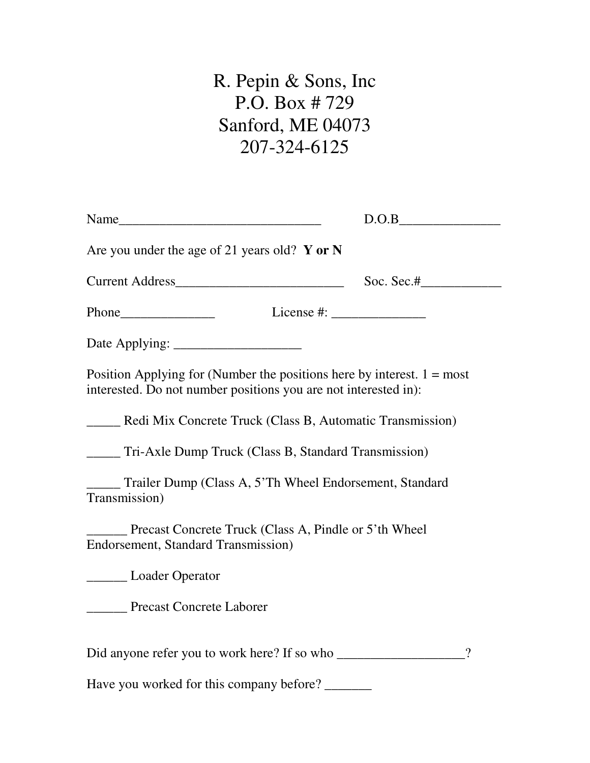# R. Pepin & Sons, Inc
# P.O. Box # 729
# Sanford, ME 04073
# 207-324-6125

Name______________________________ D.O.B_______________

Are you under the age of 21 years old? **Y or N**

Current Address_________________________ Soc. Sec.#____________

Phone______________ License #: ______________

Date Applying: ___________________

Position Applying for (Number the positions here by interest. 1 = most interested. Do not number positions you are not interested in):

_____ Redi Mix Concrete Truck (Class B, Automatic Transmission)

_____ Tri-Axle Dump Truck (Class B, Standard Transmission)

_____ Trailer Dump (Class A, 5'Th Wheel Endorsement, Standard Transmission)

______ Precast Concrete Truck (Class A, Pindle or 5'th Wheel Endorsement, Standard Transmission)

______ Loader Operator

______ Precast Concrete Laborer

Did anyone refer you to work here? If so who ___________________?

Have you worked for this company before? _______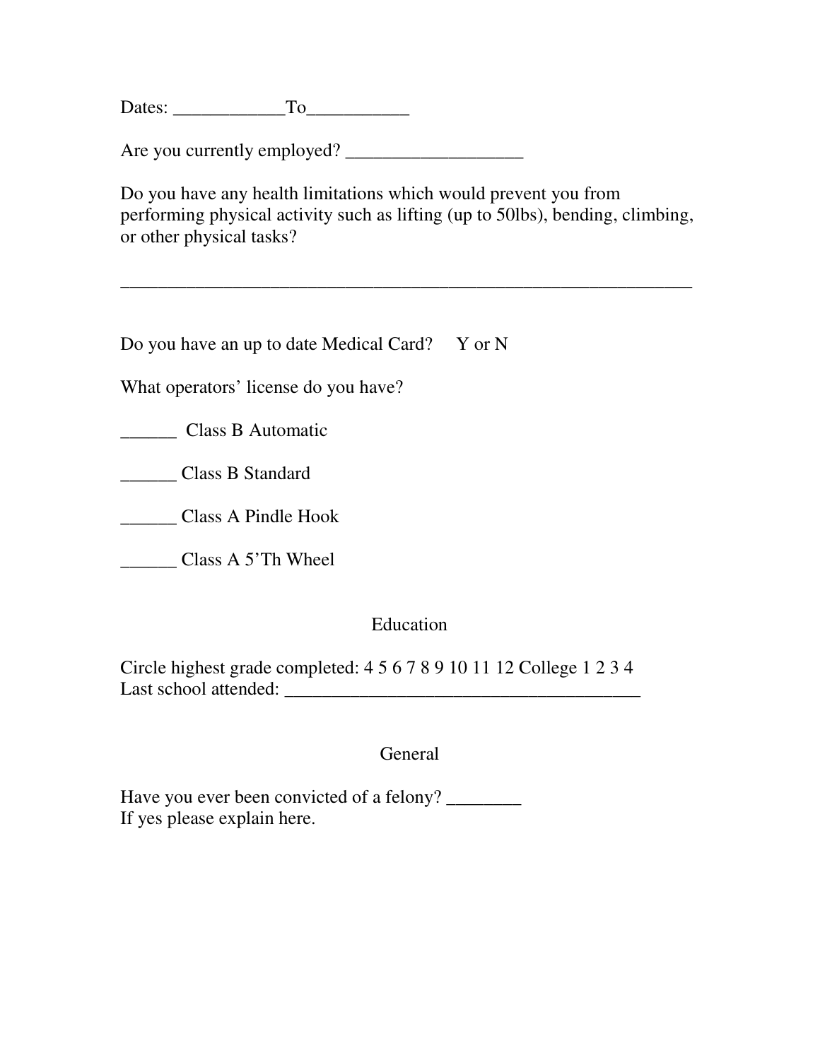Dates: ____________To___________

Are you currently employed? ___________________

Do you have any health limitations which would prevent you from performing physical activity such as lifting (up to 50lbs), bending, climbing, or other physical tasks?

______________________________________________________________

Do you have an up to date Medical Card?     Y or N

What operators' license do you have?

______  Class B Automatic

______ Class B Standard

______ Class A Pindle Hook

______ Class A 5'Th Wheel

## Education

Circle highest grade completed: 4 5 6 7 8 9 10 11 12 College 1 2 3 4
Last school attended: _______________________________________

## General

Have you ever been convicted of a felony? ________
If yes please explain here.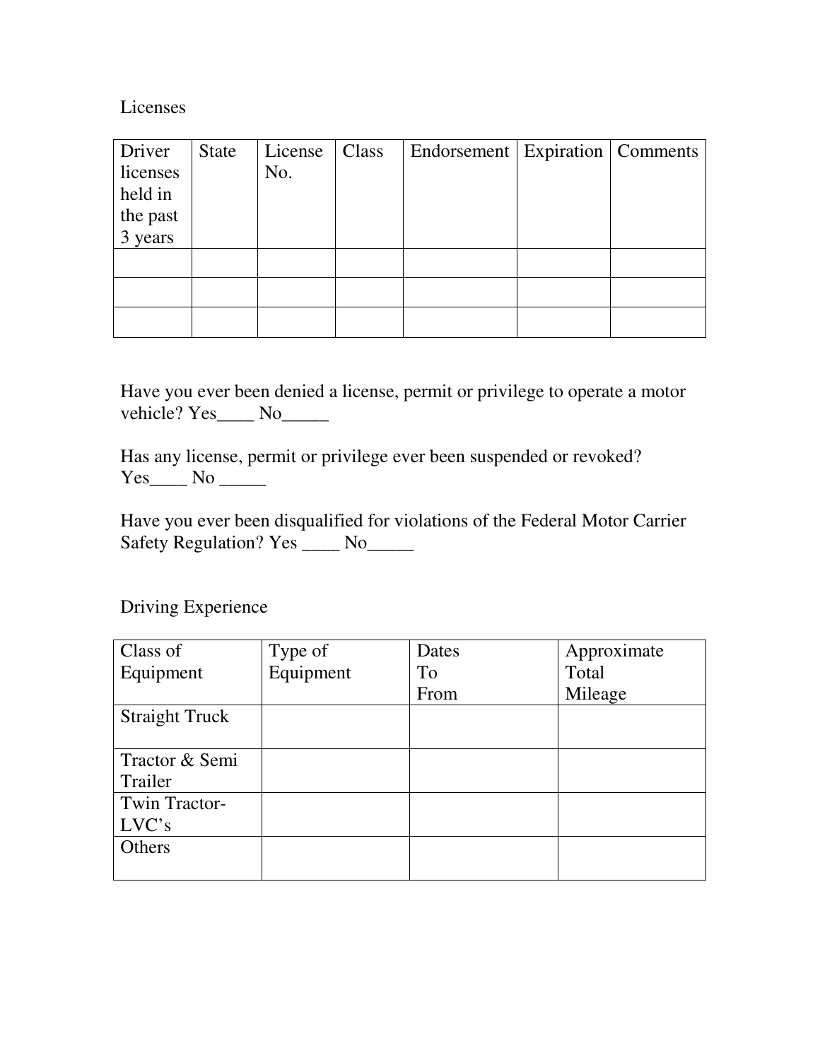## Licenses

| Driver licenses held in the past 3 years | State | License No. | Class | Endorsement | Expiration | Comments |
|---|---|---|---|---|---|---|
| | | | | | | |
| | | | | | | |
| | | | | | | |

Have you ever been denied a license, permit or privilege to operate a motor vehicle? Yes____ No_____

Has any license, permit or privilege ever been suspended or revoked? Yes____ No _____

Have you ever been disqualified for violations of the Federal Motor Carrier Safety Regulation? Yes ____ No_____

## Driving Experience

| Class of Equipment | Type of Equipment | Dates To From | Approximate Total Mileage |
|---|---|---|---|
| Straight Truck | | | |
| Tractor & Semi Trailer | | | |
| Twin Tractor-LVC's | | | |
| Others | | | |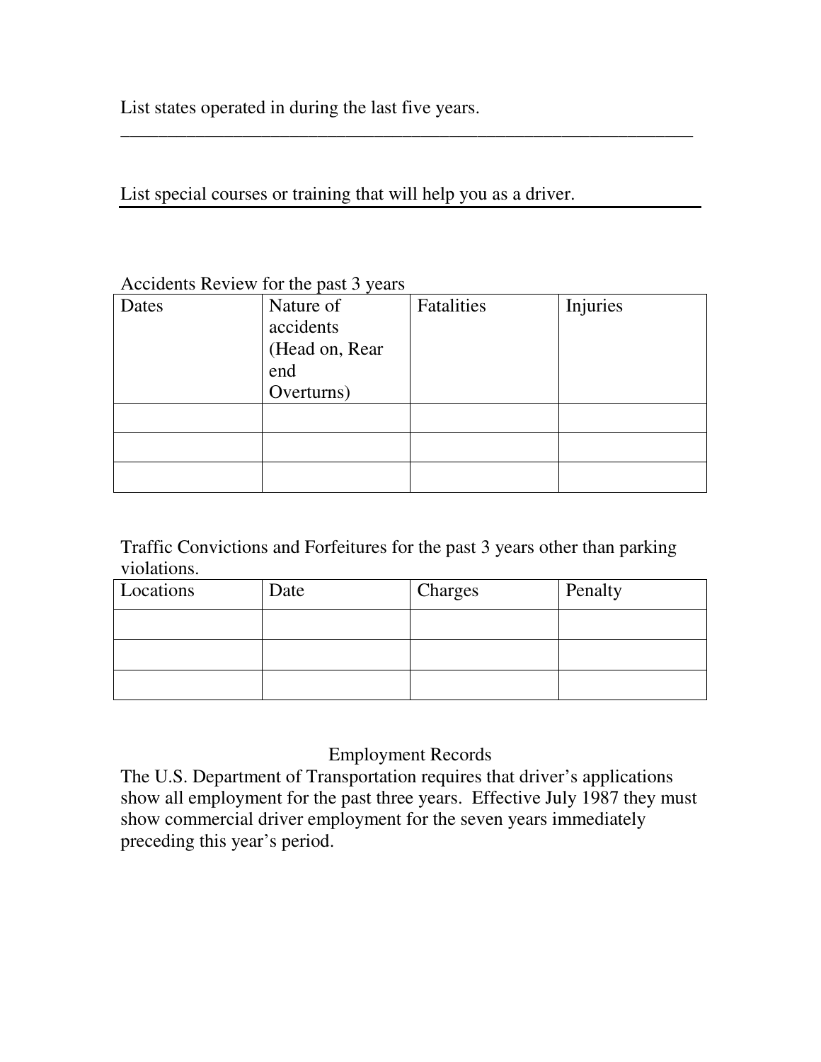List states operated in during the last five years.
______________________________________________________________

List special courses or training that will help you as a driver.

Accidents Review for the past 3 years

| Dates | Nature of accidents (Head on, Rear end Overturns) | Fatalities | Injuries |
|---|---|---|---|
| | | | |
| | | | |
| | | | |

Traffic Convictions and Forfeitures for the past 3 years other than parking violations.

| Locations | Date | Charges | Penalty |
|---|---|---|---|
| | | | |
| | | | |
| | | | |

## Employment Records

The U.S. Department of Transportation requires that driver's applications show all employment for the past three years. Effective July 1987 they must show commercial driver employment for the seven years immediately preceding this year's period.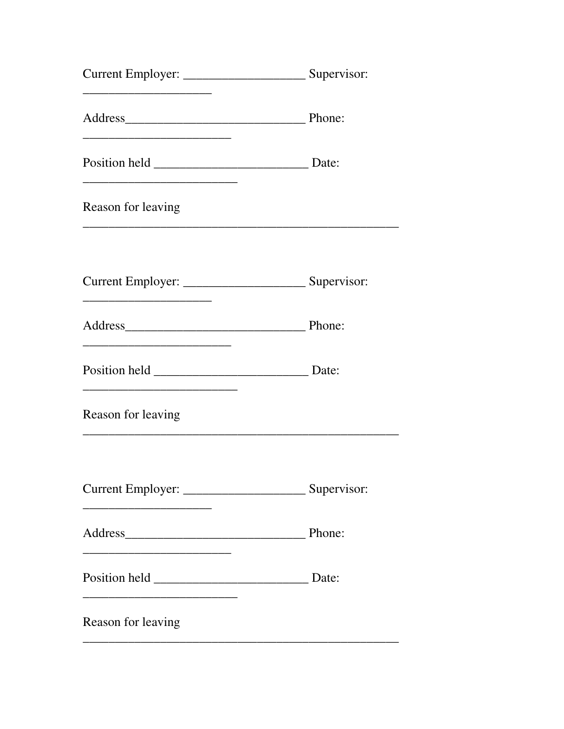Current Employer: ___________________ Supervisor: ____________________

Address____________________________ Phone: _______________________

Position held ________________________ Date: ________________________

Reason for leaving __________________________________________________

Current Employer: ___________________ Supervisor: ____________________

Address____________________________ Phone: _______________________

Position held ________________________ Date: ________________________

Reason for leaving __________________________________________________

Current Employer: ___________________ Supervisor: ____________________

Address____________________________ Phone: _______________________

Position held ________________________ Date: ________________________

Reason for leaving __________________________________________________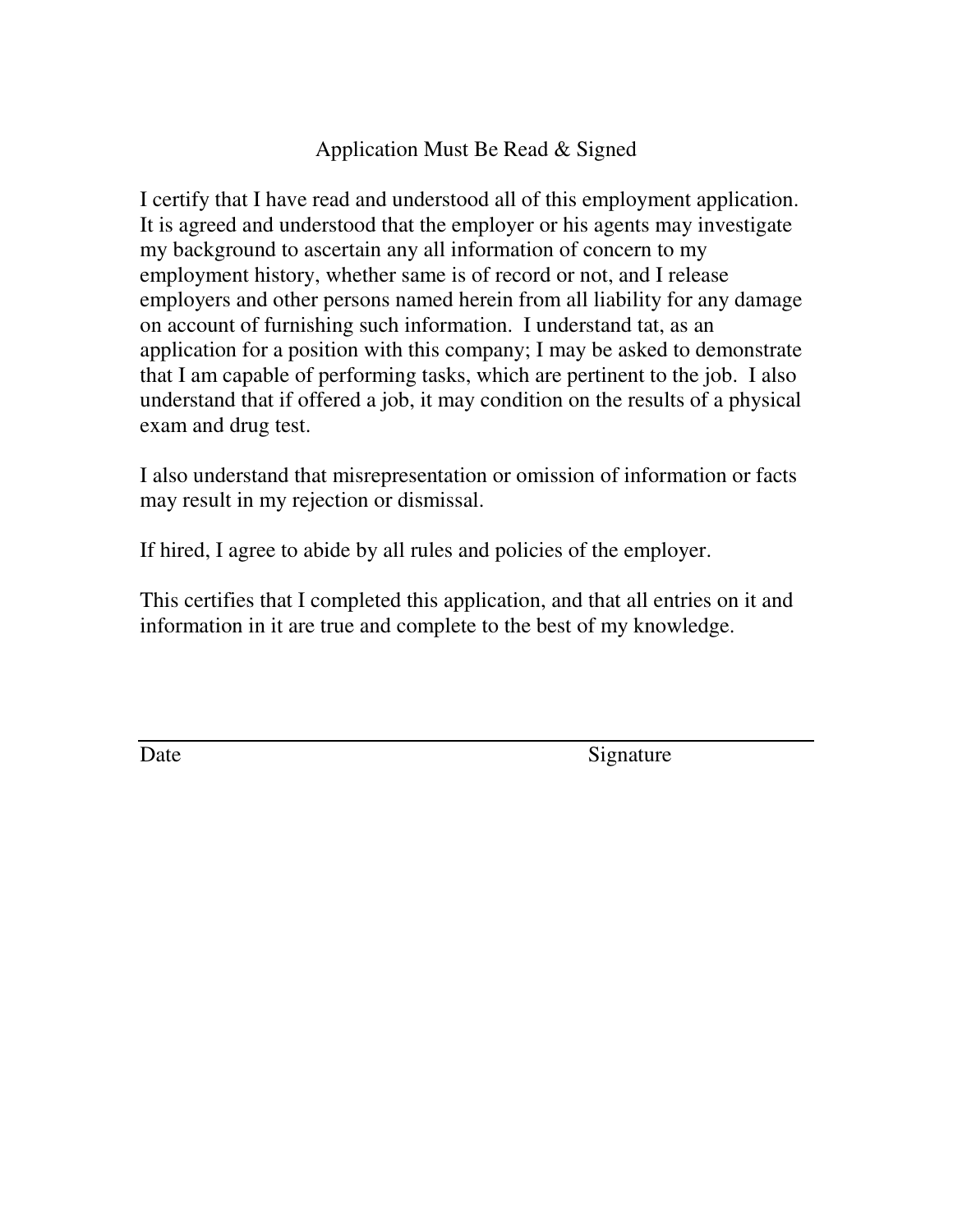## Application Must Be Read & Signed

I certify that I have read and understood all of this employment application. It is agreed and understood that the employer or his agents may investigate my background to ascertain any all information of concern to my employment history, whether same is of record or not, and I release employers and other persons named herein from all liability for any damage on account of furnishing such information. I understand tat, as an application for a position with this company; I may be asked to demonstrate that I am capable of performing tasks, which are pertinent to the job. I also understand that if offered a job, it may condition on the results of a physical exam and drug test.

I also understand that misrepresentation or omission of information or facts may result in my rejection or dismissal.

If hired, I agree to abide by all rules and policies of the employer.

This certifies that I completed this application, and that all entries on it and information in it are true and complete to the best of my knowledge.

\_\_\_\_\_\_\_\_\_\_\_\_\_\_\_\_\_\_\_\_\_\_\_\_\_\_\_\_\_\_\_\_\_\_\_\_\_\_\_\_\_\_\_\_\_\_\_\_\_\_\_\_\_\_\_\_\_\_

Date                                                        Signature